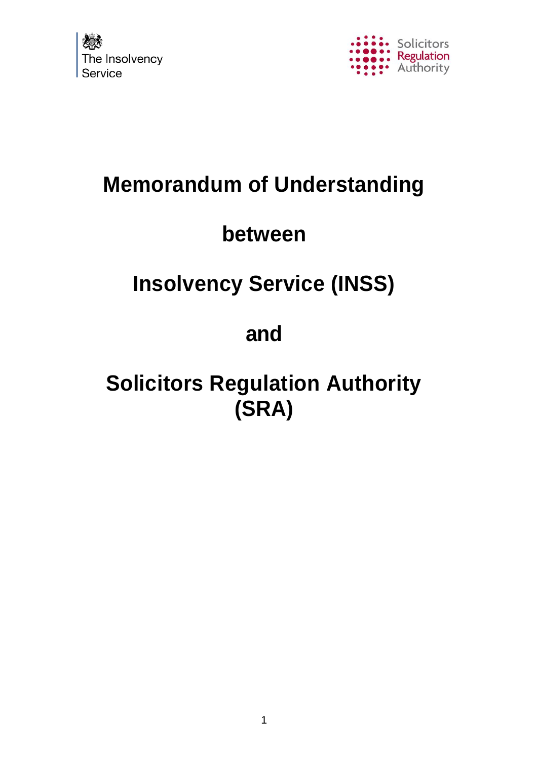The Insolvency Service

Solicitors Regulation Authority

# Memorandum of Understanding

# between

# Insolvency Service (INSS)

# and

# Solicitors Regulation Authority (SRA)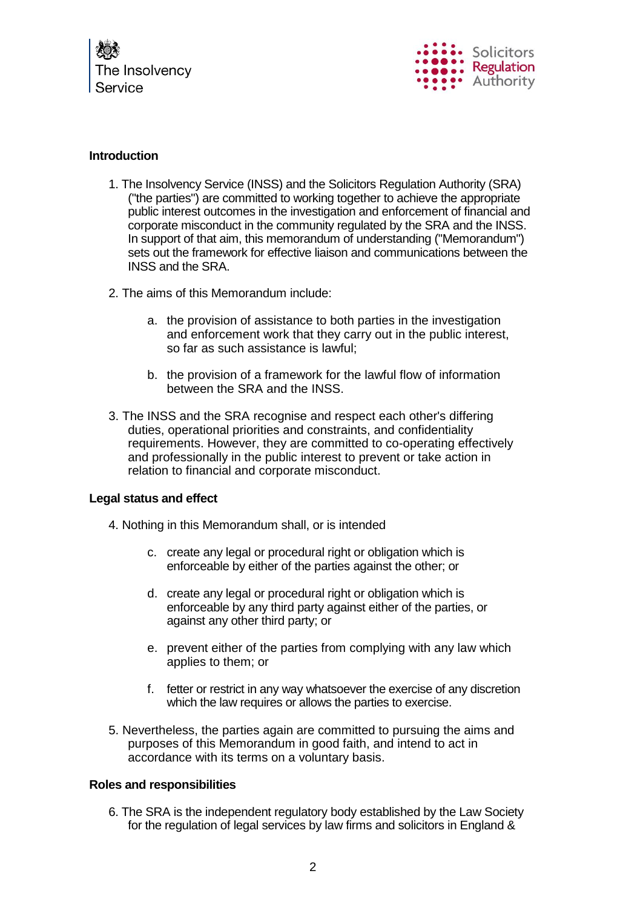### Introduction

1. The Insolvency Service (INSS) and the Solicitors Regulation Authority (SRA) ("the parties") are committed to working together to achieve the appropriate public interest outcomes in the investigation and enforcement of financial and corporate misconduct in the community regulated by the SRA and the INSS. In support of that aim, this memorandum of understanding ("Memorandum") sets out the framework for effective liaison and communications between the INSS and the SRA.

2. The aims of this Memorandum include:

    a. the provision of assistance to both parties in the investigation and enforcement work that they carry out in the public interest, so far as such assistance is lawful;

    b. the provision of a framework for the lawful flow of information between the SRA and the INSS.

3. The INSS and the SRA recognise and respect each other's differing duties, operational priorities and constraints, and confidentiality requirements. However, they are committed to co-operating effectively and professionally in the public interest to prevent or take action in relation to financial and corporate misconduct.

### Legal status and effect

4. Nothing in this Memorandum shall, or is intended

    c. create any legal or procedural right or obligation which is enforceable by either of the parties against the other; or

    d. create any legal or procedural right or obligation which is enforceable by any third party against either of the parties, or against any other third party; or

    e. prevent either of the parties from complying with any law which applies to them; or

    f. fetter or restrict in any way whatsoever the exercise of any discretion which the law requires or allows the parties to exercise.

5. Nevertheless, the parties again are committed to pursuing the aims and purposes of this Memorandum in good faith, and intend to act in accordance with its terms on a voluntary basis.

### Roles and responsibilities

6. The SRA is the independent regulatory body established by the Law Society for the regulation of legal services by law firms and solicitors in England &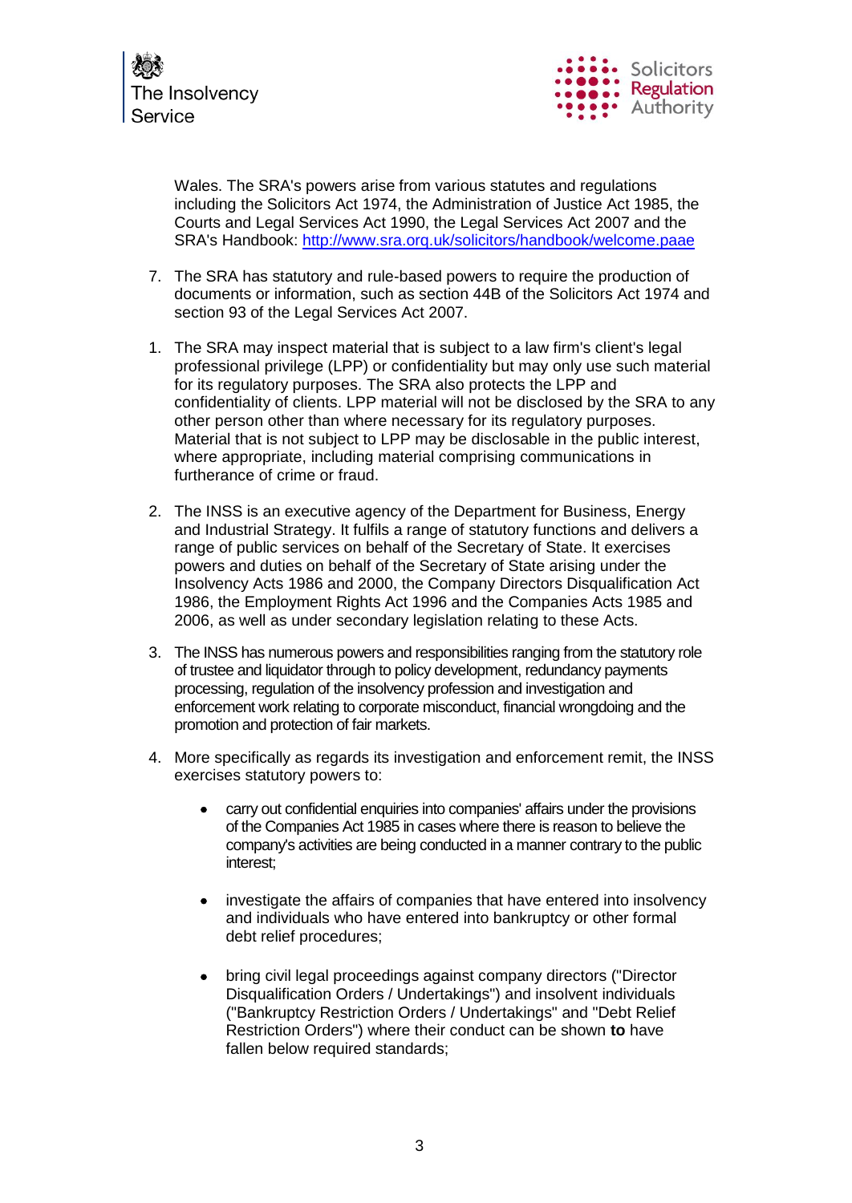Wales. The SRA's powers arise from various statutes and regulations including the Solicitors Act 1974, the Administration of Justice Act 1985, the Courts and Legal Services Act 1990, the Legal Services Act 2007 and the SRA's Handbook: [http://www.sra.orq.uk/solicitors/handbook/welcome.paae](http://www.sra.orq.uk/solicitors/handbook/welcome.paae)

7. The SRA has statutory and rule-based powers to require the production of documents or information, such as section 44B of the Solicitors Act 1974 and section 93 of the Legal Services Act 2007.

1. The SRA may inspect material that is subject to a law firm's client's legal professional privilege (LPP) or confidentiality but may only use such material for its regulatory purposes. The SRA also protects the LPP and confidentiality of clients. LPP material will not be disclosed by the SRA to any other person other than where necessary for its regulatory purposes. Material that is not subject to LPP may be disclosable in the public interest, where appropriate, including material comprising communications in furtherance of crime or fraud.

2. The INSS is an executive agency of the Department for Business, Energy and Industrial Strategy. It fulfils a range of statutory functions and delivers a range of public services on behalf of the Secretary of State. It exercises powers and duties on behalf of the Secretary of State arising under the Insolvency Acts 1986 and 2000, the Company Directors Disqualification Act 1986, the Employment Rights Act 1996 and the Companies Acts 1985 and 2006, as well as under secondary legislation relating to these Acts.

3. The INSS has numerous powers and responsibilities ranging from the statutory role of trustee and liquidator through to policy development, redundancy payments processing, regulation of the insolvency profession and investigation and enforcement work relating to corporate misconduct, financial wrongdoing and the promotion and protection of fair markets.

4. More specifically as regards its investigation and enforcement remit, the INSS exercises statutory powers to:

    - carry out confidential enquiries into companies' affairs under the provisions of the Companies Act 1985 in cases where there is reason to believe the company's activities are being conducted in a manner contrary to the public interest;

    - investigate the affairs of companies that have entered into insolvency and individuals who have entered into bankruptcy or other formal debt relief procedures;

    - bring civil legal proceedings against company directors ("Director Disqualification Orders / Undertakings") and insolvent individuals ("Bankruptcy Restriction Orders / Undertakings" and "Debt Relief Restriction Orders") where their conduct can be shown **to** have fallen below required standards;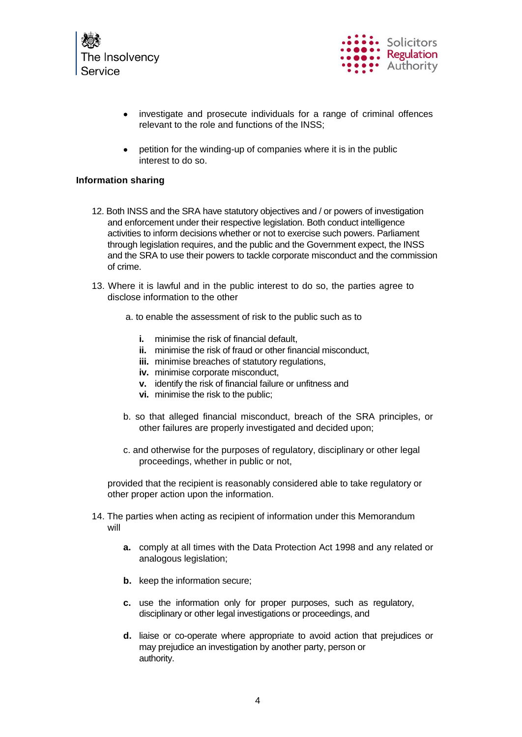- investigate and prosecute individuals for a range of criminal offences relevant to the role and functions of the INSS;

- petition for the winding-up of companies where it is in the public interest to do so.

**Information sharing**

12. Both INSS and the SRA have statutory objectives and / or powers of investigation and enforcement under their respective legislation. Both conduct intelligence activities to inform decisions whether or not to exercise such powers. Parliament through legislation requires, and the public and the Government expect, the INSS and the SRA to use their powers to tackle corporate misconduct and the commission of crime.

13. Where it is lawful and in the public interest to do so, the parties agree to disclose information to the other

    a. to enable the assessment of risk to the public such as to

       **i.** minimise the risk of financial default,
       **ii.** minimise the risk of fraud or other financial misconduct,
       **iii.** minimise breaches of statutory regulations,
       **iv.** minimise corporate misconduct,
       **v.** identify the risk of financial failure or unfitness and
       **vi.** minimise the risk to the public;

    b. so that alleged financial misconduct, breach of the SRA principles, or other failures are properly investigated and decided upon;

    c. and otherwise for the purposes of regulatory, disciplinary or other legal proceedings, whether in public or not,

    provided that the recipient is reasonably considered able to take regulatory or other proper action upon the information.

14. The parties when acting as recipient of information under this Memorandum will

    **a.** comply at all times with the Data Protection Act 1998 and any related or analogous legislation;

    **b.** keep the information secure;

    **c.** use the information only for proper purposes, such as regulatory, disciplinary or other legal investigations or proceedings, and

    **d.** liaise or co-operate where appropriate to avoid action that prejudices or may prejudice an investigation by another party, person or authority.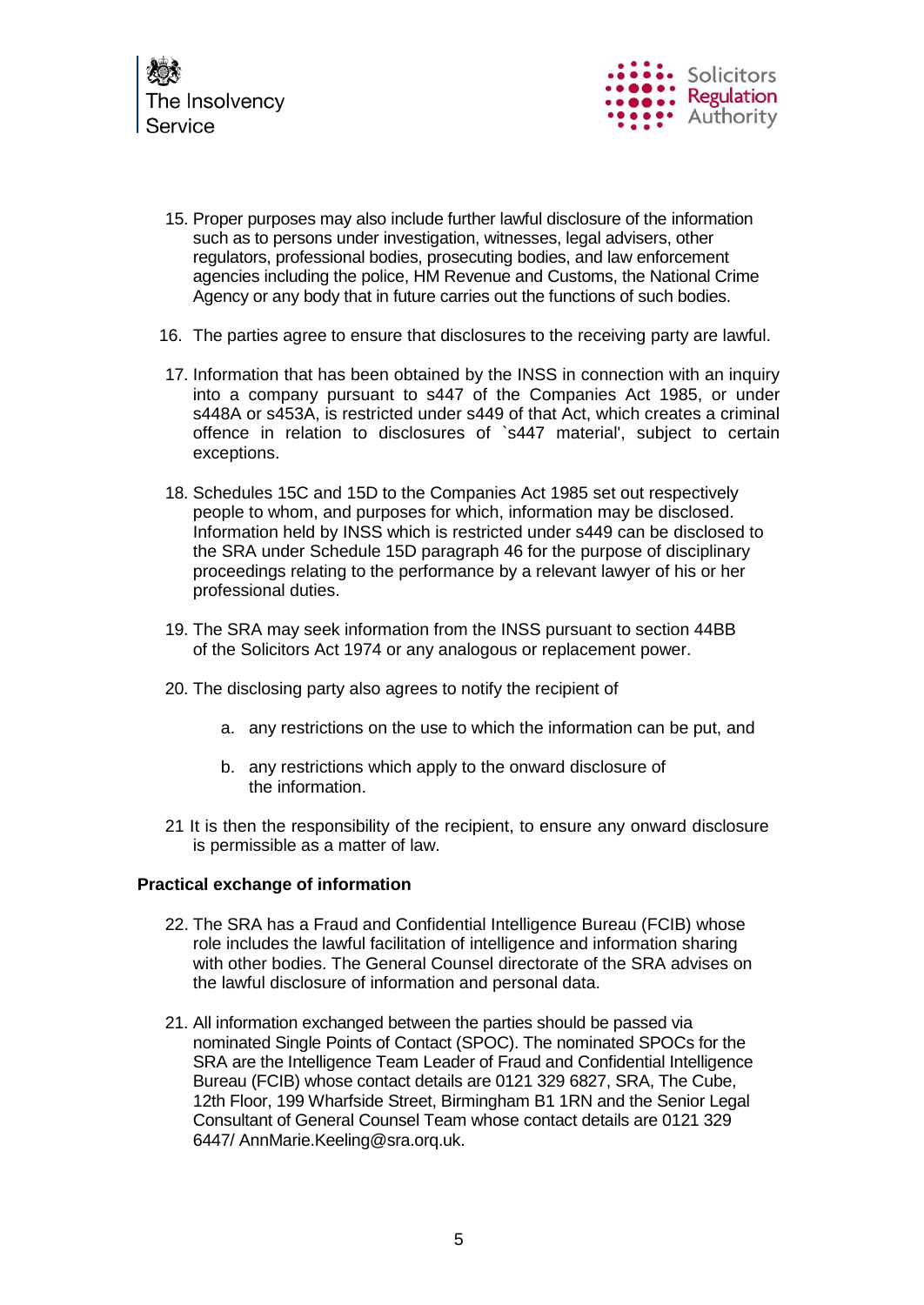15. Proper purposes may also include further lawful disclosure of the information such as to persons under investigation, witnesses, legal advisers, other regulators, professional bodies, prosecuting bodies, and law enforcement agencies including the police, HM Revenue and Customs, the National Crime Agency or any body that in future carries out the functions of such bodies.

16. The parties agree to ensure that disclosures to the receiving party are lawful.

17. Information that has been obtained by the INSS in connection with an inquiry into a company pursuant to s447 of the Companies Act 1985, or under s448A or s453A, is restricted under s449 of that Act, which creates a criminal offence in relation to disclosures of `s447 material', subject to certain exceptions.

18. Schedules 15C and 15D to the Companies Act 1985 set out respectively people to whom, and purposes for which, information may be disclosed. Information held by INSS which is restricted under s449 can be disclosed to the SRA under Schedule 15D paragraph 46 for the purpose of disciplinary proceedings relating to the performance by a relevant lawyer of his or her professional duties.

19. The SRA may seek information from the INSS pursuant to section 44BB of the Solicitors Act 1974 or any analogous or replacement power.

20. The disclosing party also agrees to notify the recipient of

    a. any restrictions on the use to which the information can be put, and

    b. any restrictions which apply to the onward disclosure of the information.

21 It is then the responsibility of the recipient, to ensure any onward disclosure is permissible as a matter of law.

**Practical exchange of information**

22. The SRA has a Fraud and Confidential Intelligence Bureau (FCIB) whose role includes the lawful facilitation of intelligence and information sharing with other bodies. The General Counsel directorate of the SRA advises on the lawful disclosure of information and personal data.

21. All information exchanged between the parties should be passed via nominated Single Points of Contact (SPOC). The nominated SPOCs for the SRA are the Intelligence Team Leader of Fraud and Confidential Intelligence Bureau (FCIB) whose contact details are 0121 329 6827, SRA, The Cube, 12th Floor, 199 Wharfside Street, Birmingham B1 1RN and the Senior Legal Consultant of General Counsel Team whose contact details are 0121 329 6447/ AnnMarie.Keeling@sra.orq.uk.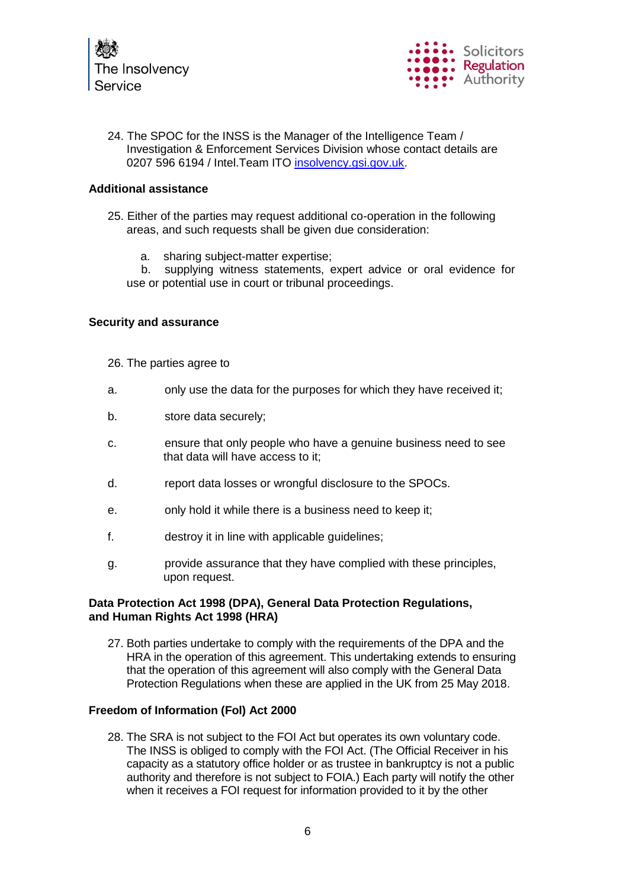24. The SPOC for the INSS is the Manager of the Intelligence Team / Investigation & Enforcement Services Division whose contact details are 0207 596 6194 / Intel.Team ITO [insolvency.gsi.gov.uk](insolvency.gsi.gov.uk).

**Additional assistance**

25. Either of the parties may request additional co-operation in the following areas, and such requests shall be given due consideration:

    a. sharing subject-matter expertise;
    b. supplying witness statements, expert advice or oral evidence for use or potential use in court or tribunal proceedings.

**Security and assurance**

26. The parties agree to

a. only use the data for the purposes for which they have received it;

b. store data securely;

c. ensure that only people who have a genuine business need to see that data will have access to it;

d. report data losses or wrongful disclosure to the SPOCs.

e. only hold it while there is a business need to keep it;

f. destroy it in line with applicable guidelines;

g. provide assurance that they have complied with these principles, upon request.

**Data Protection Act 1998 (DPA), General Data Protection Regulations, and Human Rights Act 1998 (HRA)**

27. Both parties undertake to comply with the requirements of the DPA and the HRA in the operation of this agreement. This undertaking extends to ensuring that the operation of this agreement will also comply with the General Data Protection Regulations when these are applied in the UK from 25 May 2018.

**Freedom of Information (FoI) Act 2000**

28. The SRA is not subject to the FOI Act but operates its own voluntary code. The INSS is obliged to comply with the FOI Act. (The Official Receiver in his capacity as a statutory office holder or as trustee in bankruptcy is not a public authority and therefore is not subject to FOIA.) Each party will notify the other when it receives a FOI request for information provided to it by the other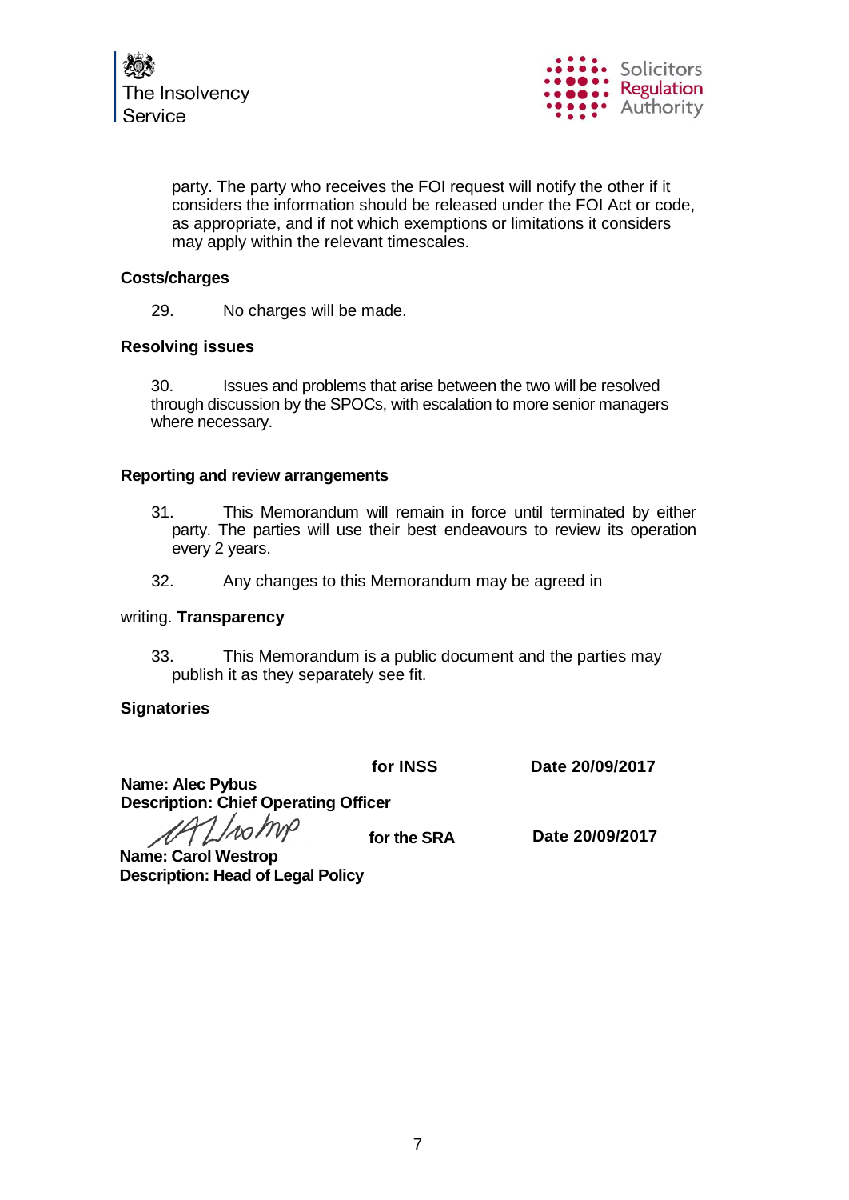party. The party who receives the FOI request will notify the other if it considers the information should be released under the FOI Act or code, as appropriate, and if not which exemptions or limitations it considers may apply within the relevant timescales.

**Costs/charges**

29. No charges will be made.

**Resolving issues**

30. Issues and problems that arise between the two will be resolved through discussion by the SPOCs, with escalation to more senior managers where necessary.

**Reporting and review arrangements**

31. This Memorandum will remain in force until terminated by either party. The parties will use their best endeavours to review its operation every 2 years.

32. Any changes to this Memorandum may be agreed in

writing. **Transparency**

33. This Memorandum is a public document and the parties may publish it as they separately see fit.

**Signatories**

**for INSS** **Date 20/09/2017**

**Name: Alec Pybus**
**Description: Chief Operating Officer**

**for the SRA** **Date 20/09/2017**

**Name: Carol Westrop**
**Description: Head of Legal Policy**